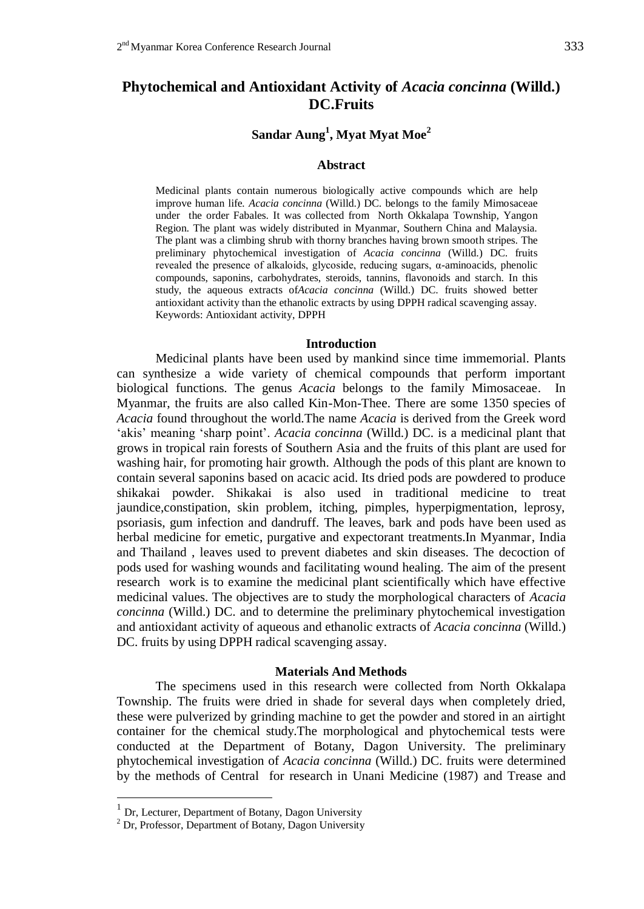# Phytochemical and Antioxidant Activity of *Acacia concinna* (Willd.) DC.Fruits

**Sandar Aung[1], Myat Myat Moe[2]**

## Abstract

Medicinal plants contain numerous biologically active compounds which are help improve human life. *Acacia concinna* (Willd.) DC. belongs to the family Mimosaceae under the order Fabales. It was collected from North Okkalapa Township, Yangon Region. The plant was widely distributed in Myanmar, Southern China and Malaysia. The plant was a climbing shrub with thorny branches having brown smooth stripes. The preliminary phytochemical investigation of *Acacia concinna* (Willd.) DC. fruits revealed the presence of alkaloids, glycoside, reducing sugars, α-aminoacids, phenolic compounds, saponins, carbohydrates, steroids, tannins, flavonoids and starch. In this study, the aqueous extracts of*Acacia concinna* (Willd.) DC. fruits showed better antioxidant activity than the ethanolic extracts by using DPPH radical scavenging assay.
Keywords: Antioxidant activity, DPPH

## Introduction

Medicinal plants have been used by mankind since time immemorial. Plants can synthesize a wide variety of chemical compounds that perform important biological functions. The genus *Acacia* belongs to the family Mimosaceae. In Myanmar, the fruits are also called Kin-Mon-Thee. There are some 1350 species of *Acacia* found throughout the world.The name *Acacia* is derived from the Greek word 'akis' meaning 'sharp point'. *Acacia concinna* (Willd.) DC. is a medicinal plant that grows in tropical rain forests of Southern Asia and the fruits of this plant are used for washing hair, for promoting hair growth. Although the pods of this plant are known to contain several saponins based on acacic acid. Its dried pods are powdered to produce shikakai powder. Shikakai is also used in traditional medicine to treat jaundice,constipation, skin problem, itching, pimples, hyperpigmentation, leprosy, psoriasis, gum infection and dandruff. The leaves, bark and pods have been used as herbal medicine for emetic, purgative and expectorant treatments.In Myanmar, India and Thailand , leaves used to prevent diabetes and skin diseases. The decoction of pods used for washing wounds and facilitating wound healing. The aim of the present research work is to examine the medicinal plant scientifically which have effective medicinal values. The objectives are to study the morphological characters of *Acacia concinna* (Willd.) DC. and to determine the preliminary phytochemical investigation and antioxidant activity of aqueous and ethanolic extracts of *Acacia concinna* (Willd.) DC. fruits by using DPPH radical scavenging assay.

## Materials And Methods

The specimens used in this research were collected from North Okkalapa Township. The fruits were dried in shade for several days when completely dried, these were pulverized by grinding machine to get the powder and stored in an airtight container for the chemical study.The morphological and phytochemical tests were conducted at the Department of Botany, Dagon University. The preliminary phytochemical investigation of *Acacia concinna* (Willd.) DC. fruits were determined by the methods of Central for research in Unani Medicine (1987) and Trease and

---

[1] Dr, Lecturer, Department of Botany, Dagon University

[2] Dr, Professor, Department of Botany, Dagon University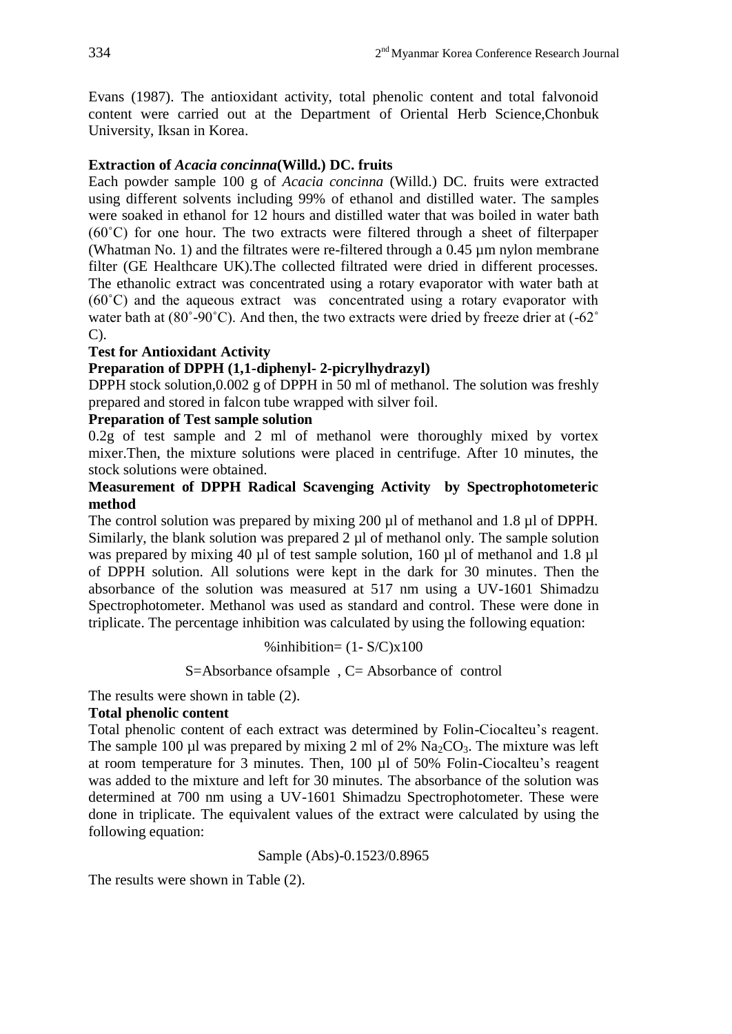Evans (1987). The antioxidant activity, total phenolic content and total falvonoid content were carried out at the Department of Oriental Herb Science,Chonbuk University, Iksan in Korea.

**Extraction of *Acacia concinna*(Willd.) DC. fruits**

Each powder sample 100 g of *Acacia concinna* (Willd.) DC. fruits were extracted using different solvents including 99% of ethanol and distilled water. The samples were soaked in ethanol for 12 hours and distilled water that was boiled in water bath (60˚C) for one hour. The two extracts were filtered through a sheet of filterpaper (Whatman No. 1) and the filtrates were re-filtered through a 0.45 µm nylon membrane filter (GE Healthcare UK).The collected filtrated were dried in different processes. The ethanolic extract was concentrated using a rotary evaporator with water bath at (60˚C) and the aqueous extract was concentrated using a rotary evaporator with water bath at (80˚-90˚C). And then, the two extracts were dried by freeze drier at (-62˚ C).

**Test for Antioxidant Activity**

**Preparation of DPPH (1,1-diphenyl- 2-picrylhydrazyl)**

DPPH stock solution,0.002 g of DPPH in 50 ml of methanol. The solution was freshly prepared and stored in falcon tube wrapped with silver foil.

**Preparation of Test sample solution**

0.2g of test sample and 2 ml of methanol were thoroughly mixed by vortex mixer.Then, the mixture solutions were placed in centrifuge. After 10 minutes, the stock solutions were obtained.

**Measurement of DPPH Radical Scavenging Activity by Spectrophotometeric method**

The control solution was prepared by mixing 200 µl of methanol and 1.8 µl of DPPH. Similarly, the blank solution was prepared 2 µl of methanol only. The sample solution was prepared by mixing 40 µl of test sample solution, 160 µl of methanol and 1.8 µl of DPPH solution. All solutions were kept in the dark for 30 minutes. Then the absorbance of the solution was measured at 517 nm using a UV-1601 Shimadzu Spectrophotometer. Methanol was used as standard and control. These were done in triplicate. The percentage inhibition was calculated by using the following equation:

$$\%\text{inhibition} = (1 - S/C) \times 100$$

S=Absorbance ofsample , C= Absorbance of control

The results were shown in table (2).

**Total phenolic content**

Total phenolic content of each extract was determined by Folin-Ciocalteu's reagent. The sample 100 µl was prepared by mixing 2 ml of 2% $Na_2CO_3$. The mixture was left at room temperature for 3 minutes. Then, 100 µl of 50% Folin-Ciocalteu's reagent was added to the mixture and left for 30 minutes. The absorbance of the solution was determined at 700 nm using a UV-1601 Shimadzu Spectrophotometer. These were done in triplicate. The equivalent values of the extract were calculated by using the following equation:

$$\text{Sample (Abs)} - 0.1523/0.8965$$

The results were shown in Table (2).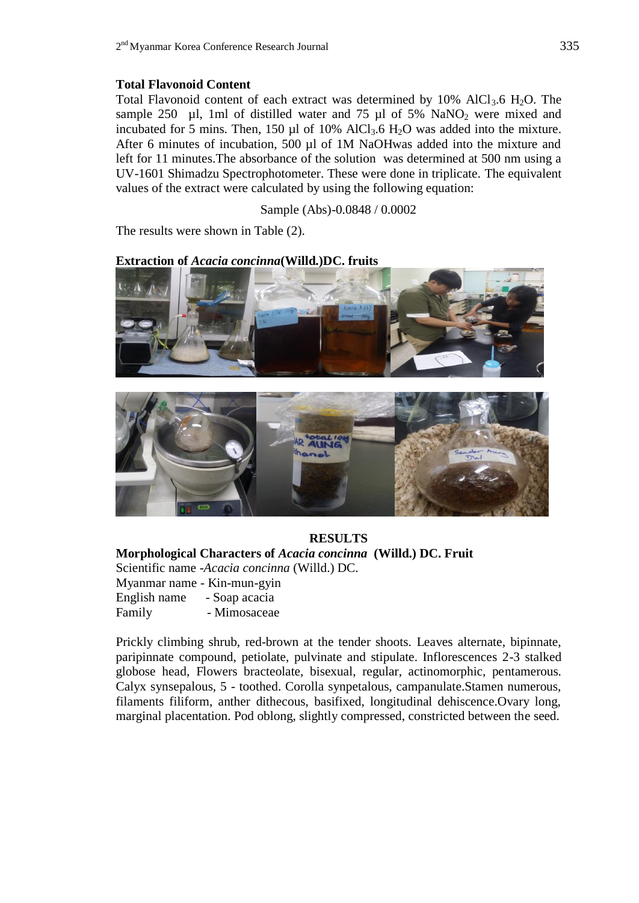### Total Flavonoid Content

Total Flavonoid content of each extract was determined by 10% $AlCl_3.6\ H_2O$. The sample 250 µl, 1ml of distilled water and 75 µl of 5% $NaNO_2$ were mixed and incubated for 5 mins. Then, 150 µl of 10% $AlCl_3.6\ H_2O$ was added into the mixture. After 6 minutes of incubation, 500 µl of 1M NaOHwas added into the mixture and left for 11 minutes.The absorbance of the solution was determined at 500 nm using a UV-1601 Shimadzu Spectrophotometer. These were done in triplicate. The equivalent values of the extract were calculated by using the following equation:

$$\text{Sample (Abs)} - 0.0848 / 0.0002$$

The results were shown in Table (2).

### Extraction of *Acacia concinna*(Willd.)DC. fruits

## RESULTS

### Morphological Characters of *Acacia concinna* (Willd.) DC. Fruit

Scientific name -*Acacia concinna* (Willd.) DC.
Myanmar name - Kin-mun-gyin
English name - Soap acacia
Family - Mimosaceae

Prickly climbing shrub, red-brown at the tender shoots. Leaves alternate, bipinnate, paripinnate compound, petiolate, pulvinate and stipulate. Inflorescences 2-3 stalked globose head, Flowers bracteolate, bisexual, regular, actinomorphic, pentamerous. Calyx synsepalous, 5 - toothed. Corolla synpetalous, campanulate.Stamen numerous, filaments filiform, anther dithecous, basifixed, longitudinal dehiscence.Ovary long, marginal placentation. Pod oblong, slightly compressed, constricted between the seed.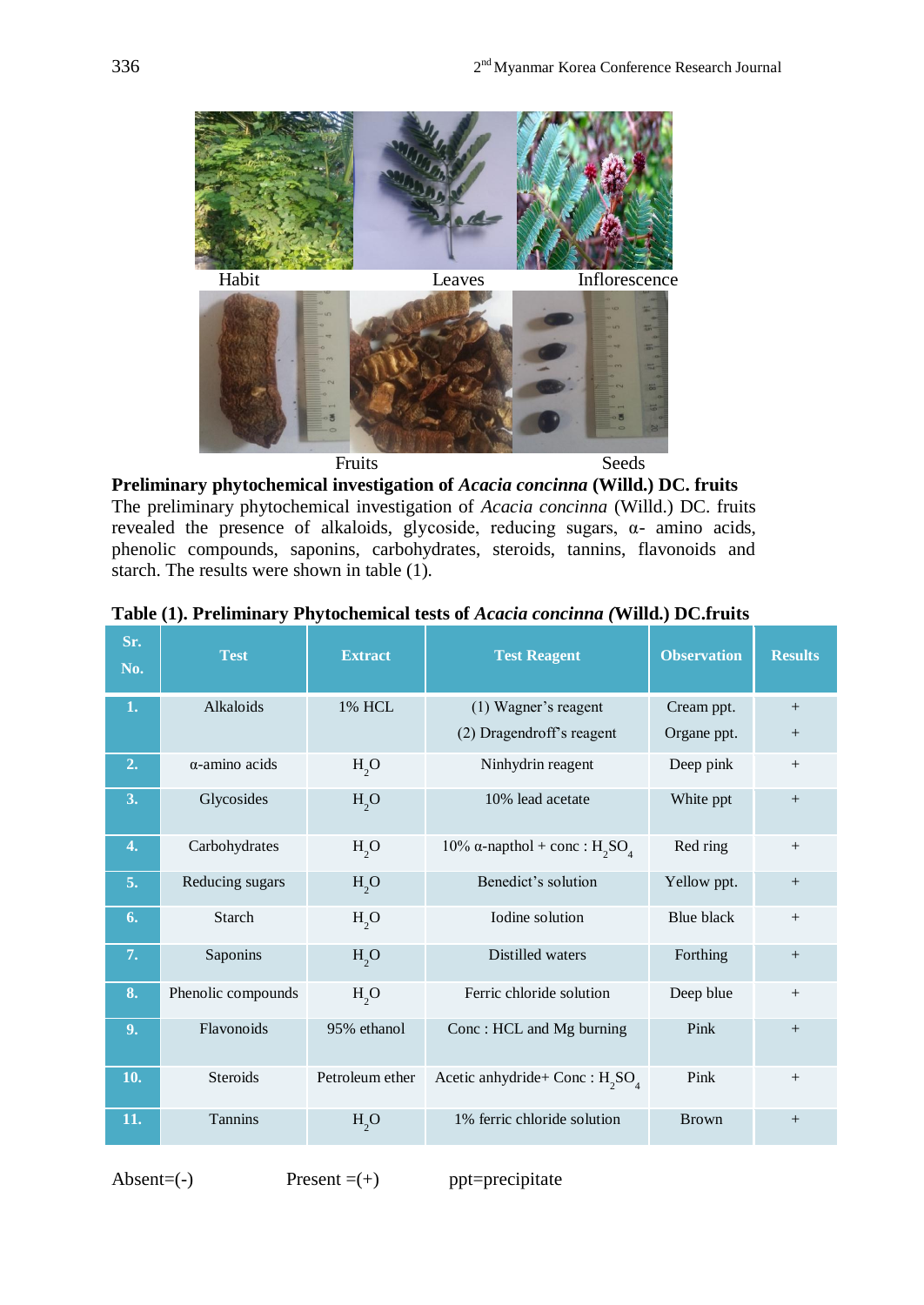Habit Leaves Inflorescence

Fruits Seeds

**Preliminary phytochemical investigation of *Acacia concinna* (Willd.) DC. fruits**

The preliminary phytochemical investigation of *Acacia concinna* (Willd.) DC. fruits revealed the presence of alkaloids, glycoside, reducing sugars, α- amino acids, phenolic compounds, saponins, carbohydrates, steroids, tannins, flavonoids and starch. The results were shown in table (1).

**Table (1). Preliminary Phytochemical tests of *Acacia concinna (*Willd.) DC.fruits**

| Sr. No. | Test | Extract | Test Reagent | Observation | Results |
|---|---|---|---|---|---|
| 1. | Alkaloids | 1% HCL | (1) Wagner's reagent<br>(2) Dragendroff's reagent | Cream ppt.<br>Organe ppt. | +<br>+ |
| 2. | α-amino acids | $H_2O$ | Ninhydrin reagent | Deep pink | + |
| 3. | Glycosides | $H_2O$ | 10% lead acetate | White ppt | + |
| 4. | Carbohydrates | $H_2O$ | 10% α-napthol + conc : $H_2SO_4$ | Red ring | + |
| 5. | Reducing sugars | $H_2O$ | Benedict's solution | Yellow ppt. | + |
| 6. | Starch | $H_2O$ | Iodine solution | Blue black | + |
| 7. | Saponins | $H_2O$ | Distilled waters | Forthing | + |
| 8. | Phenolic compounds | $H_2O$ | Ferric chloride solution | Deep blue | + |
| 9. | Flavonoids | 95% ethanol | Conc : HCL and Mg burning | Pink | + |
| 10. | Steroids | Petroleum ether | Acetic anhydride+ Conc : $H_2SO_4$ | Pink | + |
| 11. | Tannins | $H_2O$ | 1% ferric chloride solution | Brown | + |

Absent=(-) Present =(+) ppt=precipitate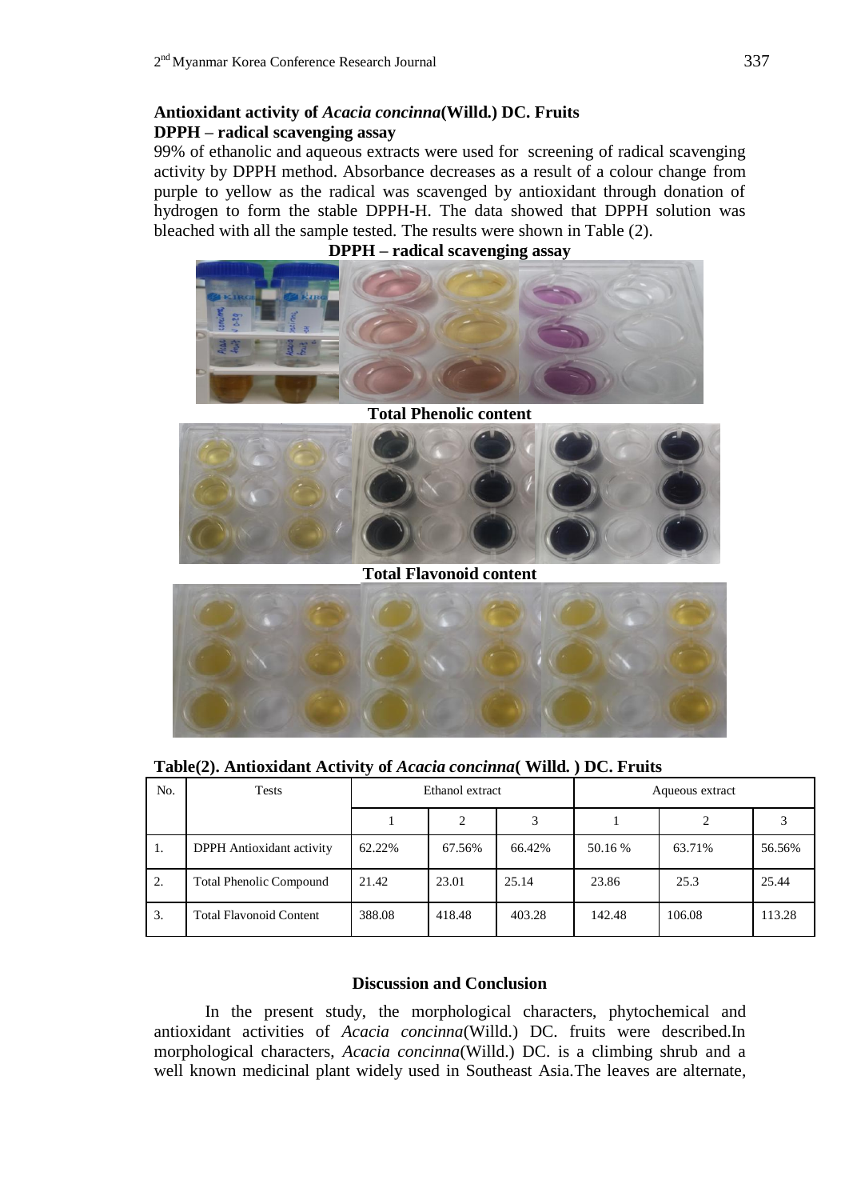### Antioxidant activity of *Acacia concinna*(Willd.) DC. Fruits

### DPPH – radical scavenging assay

99% of ethanolic and aqueous extracts were used for screening of radical scavenging activity by DPPH method. Absorbance decreases as a result of a colour change from purple to yellow as the radical was scavenged by antioxidant through donation of hydrogen to form the stable DPPH-H. The data showed that DPPH solution was bleached with all the sample tested. The results were shown in Table (2).

**DPPH – radical scavenging assay**

**Total Phenolic content**

**Total Flavonoid content**

**Table(2). Antioxidant Activity of *Acacia concinna*( Willd. ) DC. Fruits**

| No. | Tests | Ethanol extract | | | Aqueous extract | | |
|---|---|---|---|---|---|---|---|
| | | 1 | 2 | 3 | 1 | 2 | 3 |
| 1. | DPPH Antioxidant activity | 62.22% | 67.56% | 66.42% | 50.16 % | 63.71% | 56.56% |
| 2. | Total Phenolic Compound | 21.42 | 23.01 | 25.14 | 23.86 | 25.3 | 25.44 |
| 3. | Total Flavonoid Content | 388.08 | 418.48 | 403.28 | 142.48 | 106.08 | 113.28 |

## Discussion and Conclusion

In the present study, the morphological characters, phytochemical and antioxidant activities of *Acacia concinna*(Willd.) DC. fruits were described.In morphological characters, *Acacia concinna*(Willd.) DC. is a climbing shrub and a well known medicinal plant widely used in Southeast Asia.The leaves are alternate,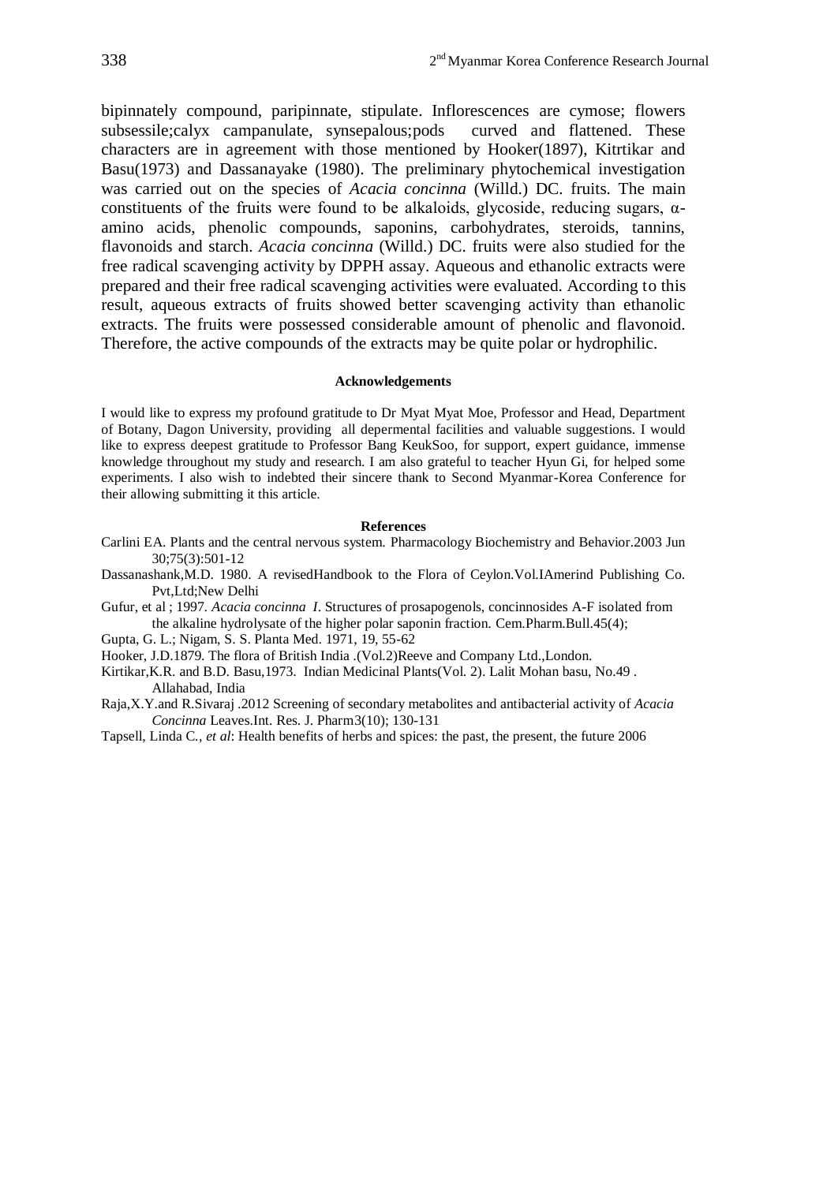bipinnately compound, paripinnate, stipulate. Inflorescences are cymose; flowers subsessile;calyx campanulate, synsepalous;pods curved and flattened. These characters are in agreement with those mentioned by Hooker(1897), Kitrtikar and Basu(1973) and Dassanayake (1980). The preliminary phytochemical investigation was carried out on the species of *Acacia concinna* (Willd.) DC. fruits. The main constituents of the fruits were found to be alkaloids, glycoside, reducing sugars, α-amino acids, phenolic compounds, saponins, carbohydrates, steroids, tannins, flavonoids and starch. *Acacia concinna* (Willd.) DC. fruits were also studied for the free radical scavenging activity by DPPH assay. Aqueous and ethanolic extracts were prepared and their free radical scavenging activities were evaluated. According to this result, aqueous extracts of fruits showed better scavenging activity than ethanolic extracts. The fruits were possessed considerable amount of phenolic and flavonoid. Therefore, the active compounds of the extracts may be quite polar or hydrophilic.

## Acknowledgements

I would like to express my profound gratitude to Dr Myat Myat Moe, Professor and Head, Department of Botany, Dagon University, providing all depermental facilities and valuable suggestions. I would like to express deepest gratitude to Professor Bang KeukSoo, for support, expert guidance, immense knowledge throughout my study and research. I am also grateful to teacher Hyun Gi, for helped some experiments. I also wish to indebted their sincere thank to Second Myanmar-Korea Conference for their allowing submitting it this article.

## References

Carlini EA. Plants and the central nervous system. Pharmacology Biochemistry and Behavior.2003 Jun 30;75(3):501-12

Dassanashank,M.D. 1980. A revisedHandbook to the Flora of Ceylon.Vol.IAmerind Publishing Co. Pvt,Ltd;New Delhi

Gufur, et al ; 1997. *Acacia concinna I*. Structures of prosapogenols, concinnosides A-F isolated from the alkaline hydrolysate of the higher polar saponin fraction. Cem.Pharm.Bull.45(4);

Gupta, G. L.; Nigam, S. S. Planta Med. 1971, 19, 55-62

Hooker, J.D.1879. The flora of British India .(Vol.2)Reeve and Company Ltd.,London.

Kirtikar,K.R. and B.D. Basu,1973. Indian Medicinal Plants(Vol. 2). Lalit Mohan basu, No.49 . Allahabad, India

Raja,X.Y.and R.Sivaraj .2012 Screening of secondary metabolites and antibacterial activity of *Acacia Concinna* Leaves.Int. Res. J. Pharm3(10); 130-131

Tapsell, Linda C., *et al*: Health benefits of herbs and spices: the past, the present, the future 2006